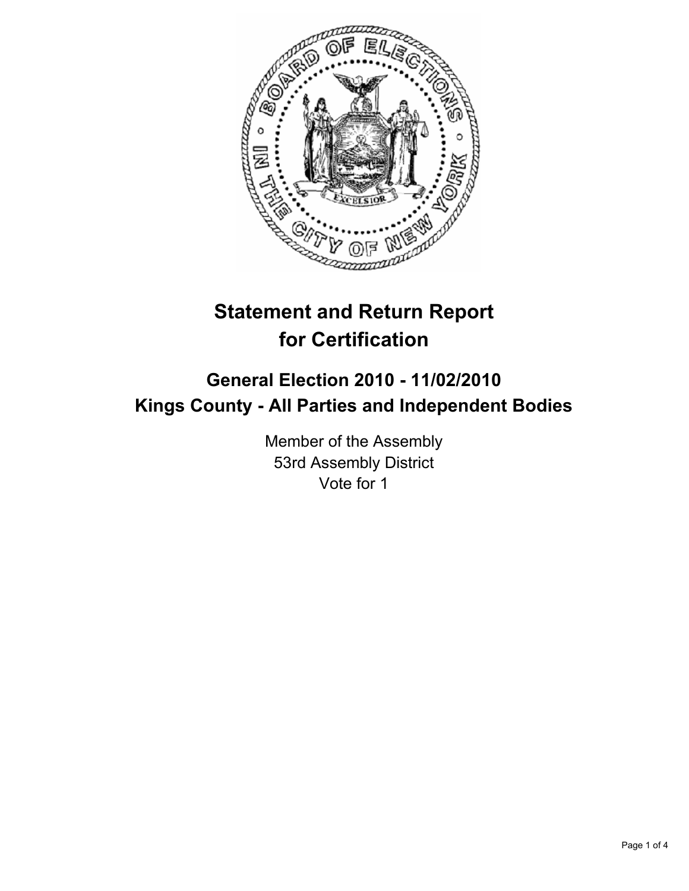# Statement and Return Report for Certification

## General Election 2010 - 11/02/2010
## Kings County - All Parties and Independent Bodies

Member of the Assembly
53rd Assembly District
Vote for 1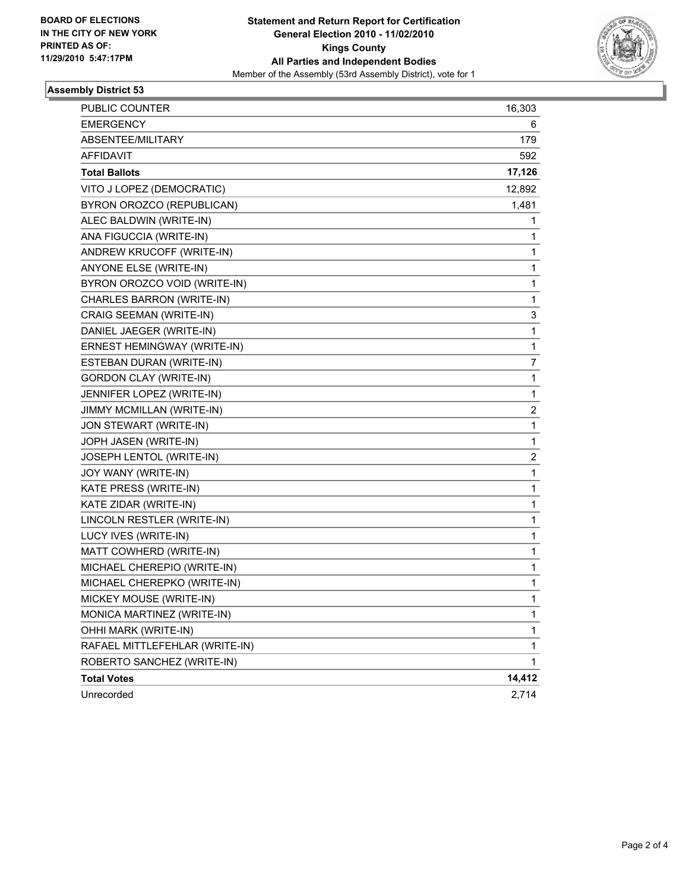**BOARD OF ELECTIONS IN THE CITY OF NEW YORK PRINTED AS OF: 11/29/2010 5:47:17PM**

**Statement and Return Report for Certification General Election 2010 - 11/02/2010 Kings County All Parties and Independent Bodies**

Member of the Assembly (53rd Assembly District), vote for 1

### Assembly District 53

| | |
|---|---|
| PUBLIC COUNTER | 16,303 |
| EMERGENCY | 6 |
| ABSENTEE/MILITARY | 179 |
| AFFIDAVIT | 592 |
| **Total Ballots** | **17,126** |
| VITO J LOPEZ (DEMOCRATIC) | 12,892 |
| BYRON OROZCO (REPUBLICAN) | 1,481 |
| ALEC BALDWIN (WRITE-IN) | 1 |
| ANA FIGUCCIA (WRITE-IN) | 1 |
| ANDREW KRUCOFF (WRITE-IN) | 1 |
| ANYONE ELSE (WRITE-IN) | 1 |
| BYRON OROZCO VOID (WRITE-IN) | 1 |
| CHARLES BARRON (WRITE-IN) | 1 |
| CRAIG SEEMAN (WRITE-IN) | 3 |
| DANIEL JAEGER (WRITE-IN) | 1 |
| ERNEST HEMINGWAY (WRITE-IN) | 1 |
| ESTEBAN DURAN (WRITE-IN) | 7 |
| GORDON CLAY (WRITE-IN) | 1 |
| JENNIFER LOPEZ (WRITE-IN) | 1 |
| JIMMY MCMILLAN (WRITE-IN) | 2 |
| JON STEWART (WRITE-IN) | 1 |
| JOPH JASEN (WRITE-IN) | 1 |
| JOSEPH LENTOL (WRITE-IN) | 2 |
| JOY WANY (WRITE-IN) | 1 |
| KATE PRESS (WRITE-IN) | 1 |
| KATE ZIDAR (WRITE-IN) | 1 |
| LINCOLN RESTLER (WRITE-IN) | 1 |
| LUCY IVES (WRITE-IN) | 1 |
| MATT COWHERD (WRITE-IN) | 1 |
| MICHAEL CHEREPIO (WRITE-IN) | 1 |
| MICHAEL CHEREPKO (WRITE-IN) | 1 |
| MICKEY MOUSE (WRITE-IN) | 1 |
| MONICA MARTINEZ (WRITE-IN) | 1 |
| OHHI MARK (WRITE-IN) | 1 |
| RAFAEL MITTLEFEHLAR (WRITE-IN) | 1 |
| ROBERTO SANCHEZ (WRITE-IN) | 1 |
| **Total Votes** | **14,412** |
| Unrecorded | 2,714 |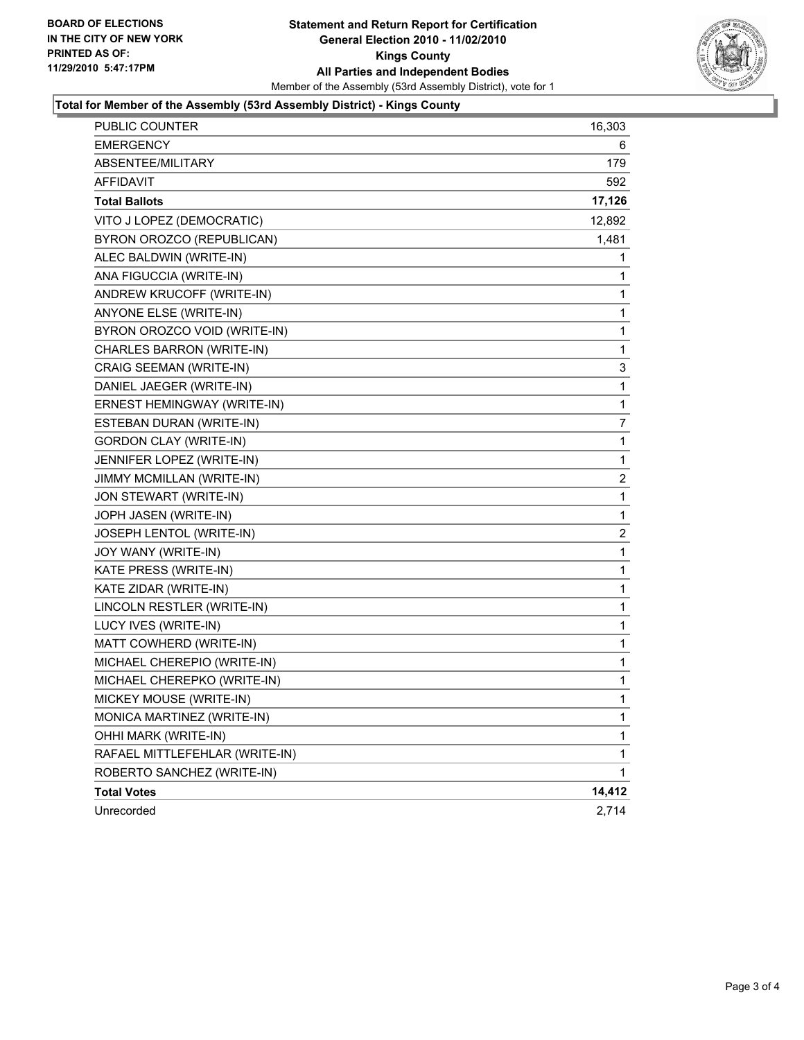**BOARD OF ELECTIONS**
**IN THE CITY OF NEW YORK**
**PRINTED AS OF:**
**11/29/2010 5:47:17PM**

# Statement and Return Report for Certification
## General Election 2010 - 11/02/2010
## Kings County
## All Parties and Independent Bodies

Member of the Assembly (53rd Assembly District), vote for 1

### Total for Member of the Assembly (53rd Assembly District) - Kings County

| | |
|---|---|
| PUBLIC COUNTER | 16,303 |
| EMERGENCY | 6 |
| ABSENTEE/MILITARY | 179 |
| AFFIDAVIT | 592 |
| **Total Ballots** | **17,126** |
| VITO J LOPEZ (DEMOCRATIC) | 12,892 |
| BYRON OROZCO (REPUBLICAN) | 1,481 |
| ALEC BALDWIN (WRITE-IN) | 1 |
| ANA FIGUCCIA (WRITE-IN) | 1 |
| ANDREW KRUCOFF (WRITE-IN) | 1 |
| ANYONE ELSE (WRITE-IN) | 1 |
| BYRON OROZCO VOID (WRITE-IN) | 1 |
| CHARLES BARRON (WRITE-IN) | 1 |
| CRAIG SEEMAN (WRITE-IN) | 3 |
| DANIEL JAEGER (WRITE-IN) | 1 |
| ERNEST HEMINGWAY (WRITE-IN) | 1 |
| ESTEBAN DURAN (WRITE-IN) | 7 |
| GORDON CLAY (WRITE-IN) | 1 |
| JENNIFER LOPEZ (WRITE-IN) | 1 |
| JIMMY MCMILLAN (WRITE-IN) | 2 |
| JON STEWART (WRITE-IN) | 1 |
| JOPH JASEN (WRITE-IN) | 1 |
| JOSEPH LENTOL (WRITE-IN) | 2 |
| JOY WANY (WRITE-IN) | 1 |
| KATE PRESS (WRITE-IN) | 1 |
| KATE ZIDAR (WRITE-IN) | 1 |
| LINCOLN RESTLER (WRITE-IN) | 1 |
| LUCY IVES (WRITE-IN) | 1 |
| MATT COWHERD (WRITE-IN) | 1 |
| MICHAEL CHEREPIO (WRITE-IN) | 1 |
| MICHAEL CHEREPKO (WRITE-IN) | 1 |
| MICKEY MOUSE (WRITE-IN) | 1 |
| MONICA MARTINEZ (WRITE-IN) | 1 |
| OHHI MARK (WRITE-IN) | 1 |
| RAFAEL MITTLEFEHLAR (WRITE-IN) | 1 |
| ROBERTO SANCHEZ (WRITE-IN) | 1 |
| **Total Votes** | **14,412** |
| Unrecorded | 2,714 |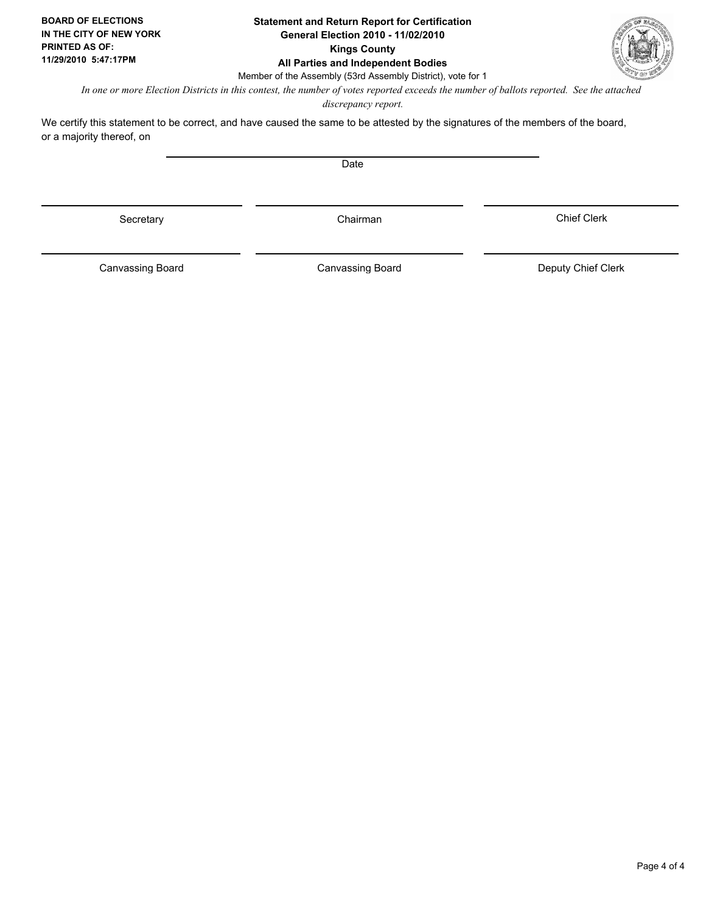**BOARD OF ELECTIONS IN THE CITY OF NEW YORK**
**PRINTED AS OF: 11/29/2010 5:47:17PM**

**Statement and Return Report for Certification**
**General Election 2010 - 11/02/2010**
**Kings County**
**All Parties and Independent Bodies**

Member of the Assembly (53rd Assembly District), vote for 1

*In one or more Election Districts in this contest, the number of votes reported exceeds the number of ballots reported. See the attached discrepancy report.*

We certify this statement to be correct, and have caused the same to be attested by the signatures of the members of the board, or a majority thereof, on

\_\_\_\_\_\_\_\_\_\_\_\_\_\_\_\_\_\_\_\_\_\_\_\_\_\_\_\_\_\_\_\_\_\_\_\_\_\_\_\_
Date

| | | |
|---|---|---|
| Secretary | Chairman | Chief Clerk |
| Canvassing Board | Canvassing Board | Deputy Chief Clerk |